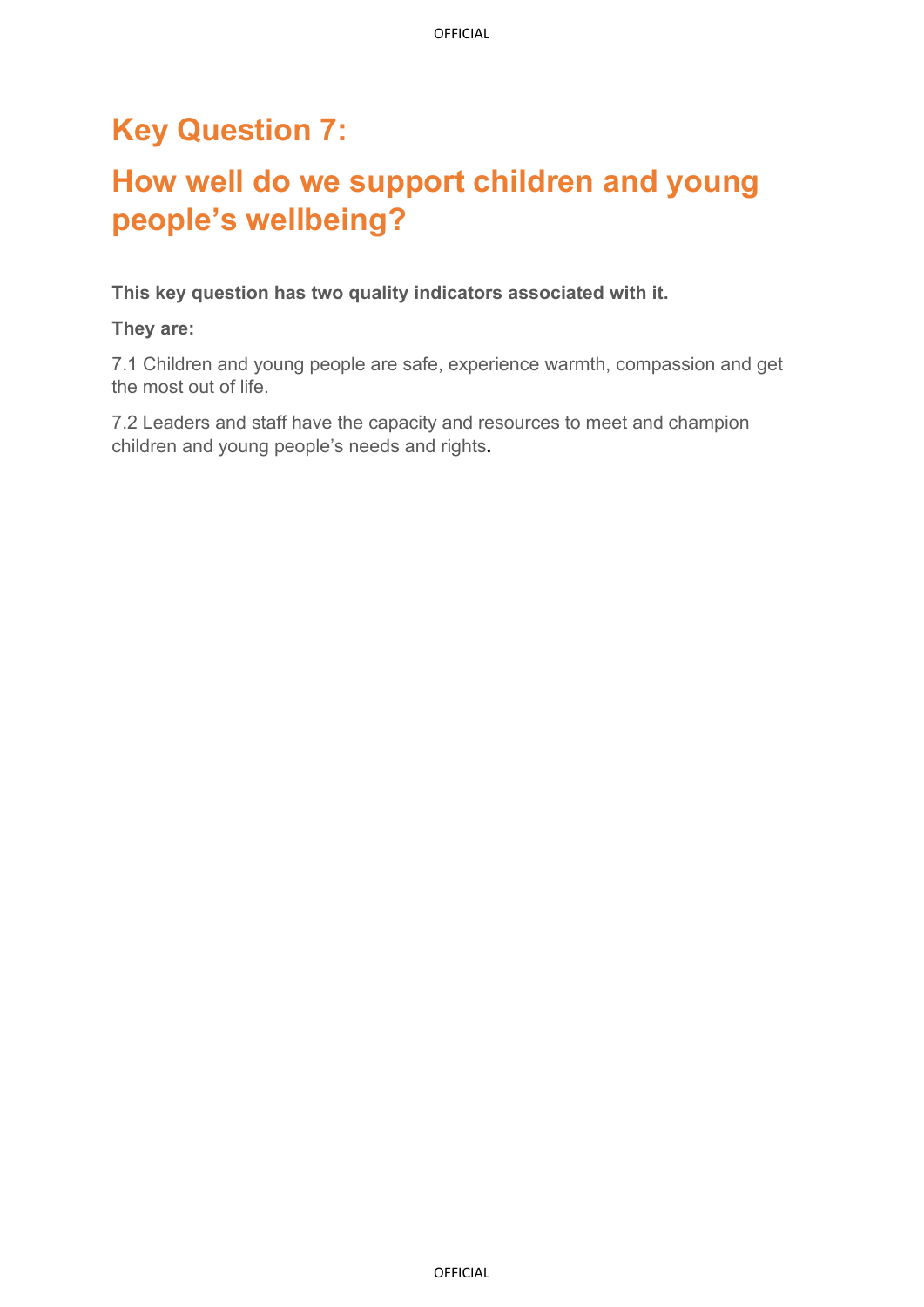# Key Question 7:

# How well do we support children and young people's wellbeing?

**This key question has two quality indicators associated with it.**

**They are:**

7.1 Children and young people are safe, experience warmth, compassion and get the most out of life.

7.2 Leaders and staff have the capacity and resources to meet and champion children and young people's needs and rights.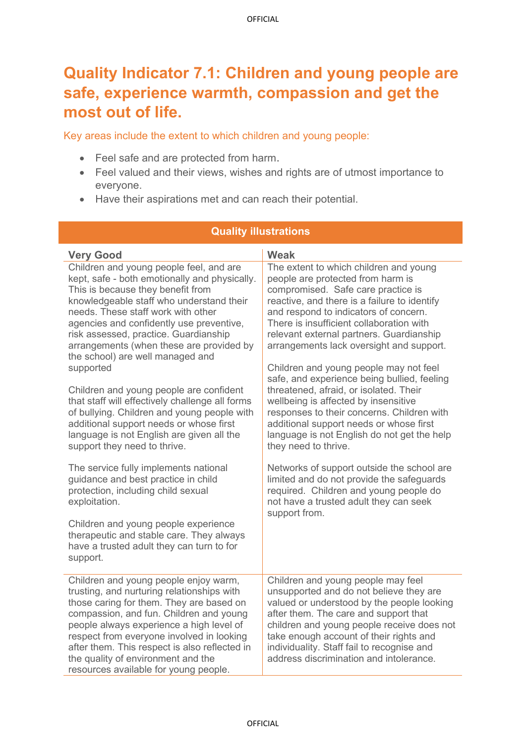# Quality Indicator 7.1: Children and young people are safe, experience warmth, compassion and get the most out of life.

Key areas include the extent to which children and young people:

- Feel safe and are protected from harm.
- Feel valued and their views, wishes and rights are of utmost importance to everyone.
- Have their aspirations met and can reach their potential.

| Quality illustrations | |
|---|---|
| **Very Good** | **Weak** |
| Children and young people feel, and are kept, safe - both emotionally and physically. This is because they benefit from knowledgeable staff who understand their needs. These staff work with other agencies and confidently use preventive, risk assessed, practice. Guardianship arrangements (when these are provided by the school) are well managed and supported<br><br>Children and young people are confident that staff will effectively challenge all forms of bullying. Children and young people with additional support needs or whose first language is not English are given all the support they need to thrive.<br><br>The service fully implements national guidance and best practice in child protection, including child sexual exploitation.<br><br>Children and young people experience therapeutic and stable care. They always have a trusted adult they can turn to for support. | The extent to which children and young people are protected from harm is compromised. Safe care practice is reactive, and there is a failure to identify and respond to indicators of concern. There is insufficient collaboration with relevant external partners. Guardianship arrangements lack oversight and support.<br><br>Children and young people may not feel safe, and experience being bullied, feeling threatened, afraid, or isolated. Their wellbeing is affected by insensitive responses to their concerns. Children with additional support needs or whose first language is not English do not get the help they need to thrive.<br><br>Networks of support outside the school are limited and do not provide the safeguards required. Children and young people do not have a trusted adult they can seek support from. |
| Children and young people enjoy warm, trusting, and nurturing relationships with those caring for them. They are based on compassion, and fun. Children and young people always experience a high level of respect from everyone involved in looking after them. This respect is also reflected in the quality of environment and the resources available for young people. | Children and young people may feel unsupported and do not believe they are valued or understood by the people looking after them. The care and support that children and young people receive does not take enough account of their rights and individuality. Staff fail to recognise and address discrimination and intolerance. |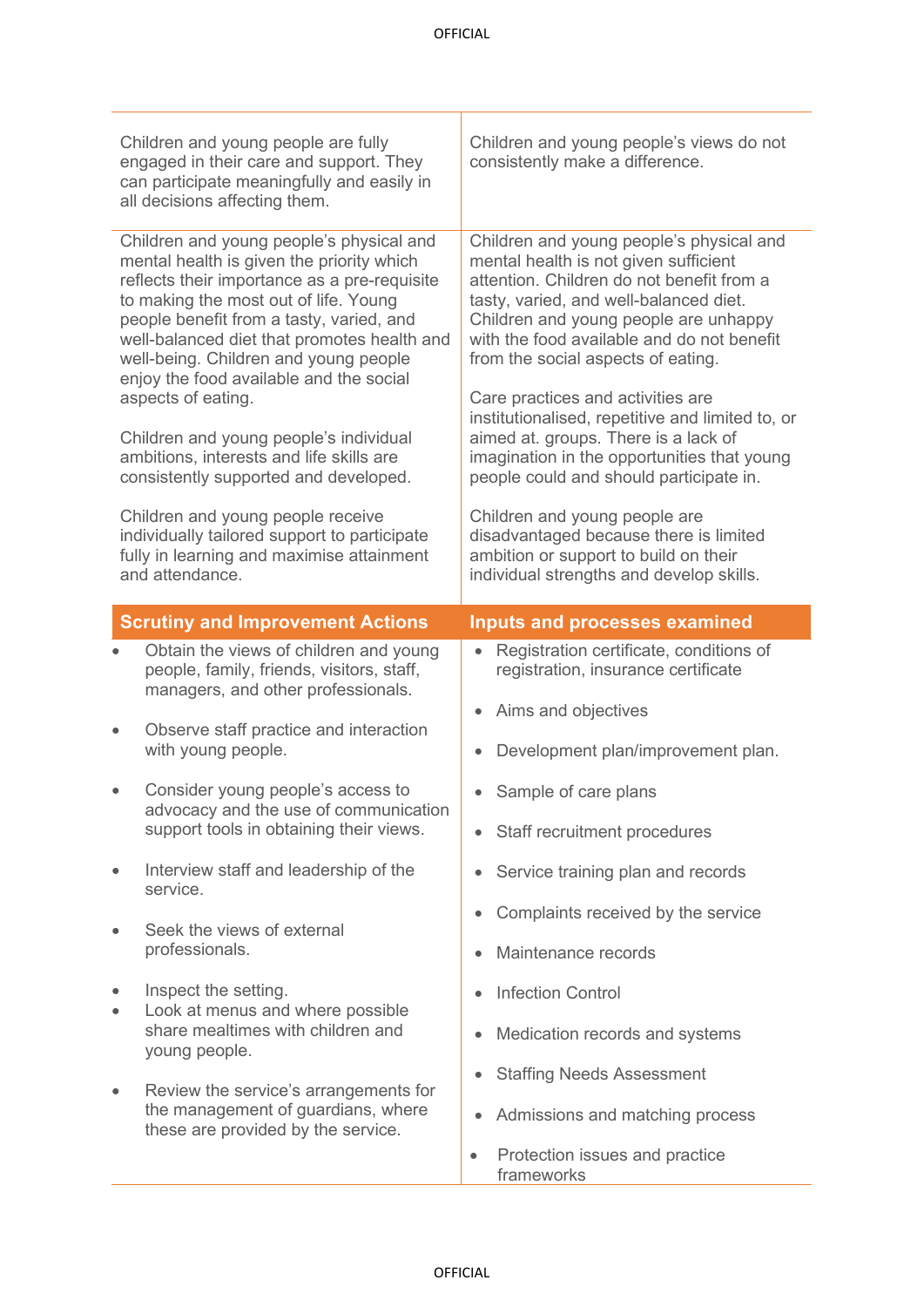| | |
|---|---|
| Children and young people are fully engaged in their care and support. They can participate meaningfully and easily in all decisions affecting them. | Children and young people's views do not consistently make a difference. |
| Children and young people's physical and mental health is given the priority which reflects their importance as a pre-requisite to making the most out of life. Young people benefit from a tasty, varied, and well-balanced diet that promotes health and well-being. Children and young people enjoy the food available and the social aspects of eating.<br><br>Children and young people's individual ambitions, interests and life skills are consistently supported and developed.<br><br>Children and young people receive individually tailored support to participate fully in learning and maximise attainment and attendance. | Children and young people's physical and mental health is not given sufficient attention. Children do not benefit from a tasty, varied, and well-balanced diet. Children and young people are unhappy with the food available and do not benefit from the social aspects of eating.<br><br>Care practices and activities are institutionalised, repetitive and limited to, or aimed at. groups. There is a lack of imagination in the opportunities that young people could and should participate in.<br><br>Children and young people are disadvantaged because there is limited ambition or support to build on their individual strengths and develop skills. |

| **Scrutiny and Improvement Actions** | **Inputs and processes examined** |
|---|---|
| • Obtain the views of children and young people, family, friends, visitors, staff, managers, and other professionals.<br><br>• Observe staff practice and interaction with young people.<br><br>• Consider young people's access to advocacy and the use of communication support tools in obtaining their views.<br><br>• Interview staff and leadership of the service.<br><br>• Seek the views of external professionals.<br><br>• Inspect the setting.<br>• Look at menus and where possible share mealtimes with children and young people.<br><br>• Review the service's arrangements for the management of guardians, where these are provided by the service. | • Registration certificate, conditions of registration, insurance certificate<br><br>• Aims and objectives<br><br>• Development plan/improvement plan.<br><br>• Sample of care plans<br><br>• Staff recruitment procedures<br><br>• Service training plan and records<br><br>• Complaints received by the service<br><br>• Maintenance records<br><br>• Infection Control<br><br>• Medication records and systems<br><br>• Staffing Needs Assessment<br><br>• Admissions and matching process<br><br>• Protection issues and practice frameworks |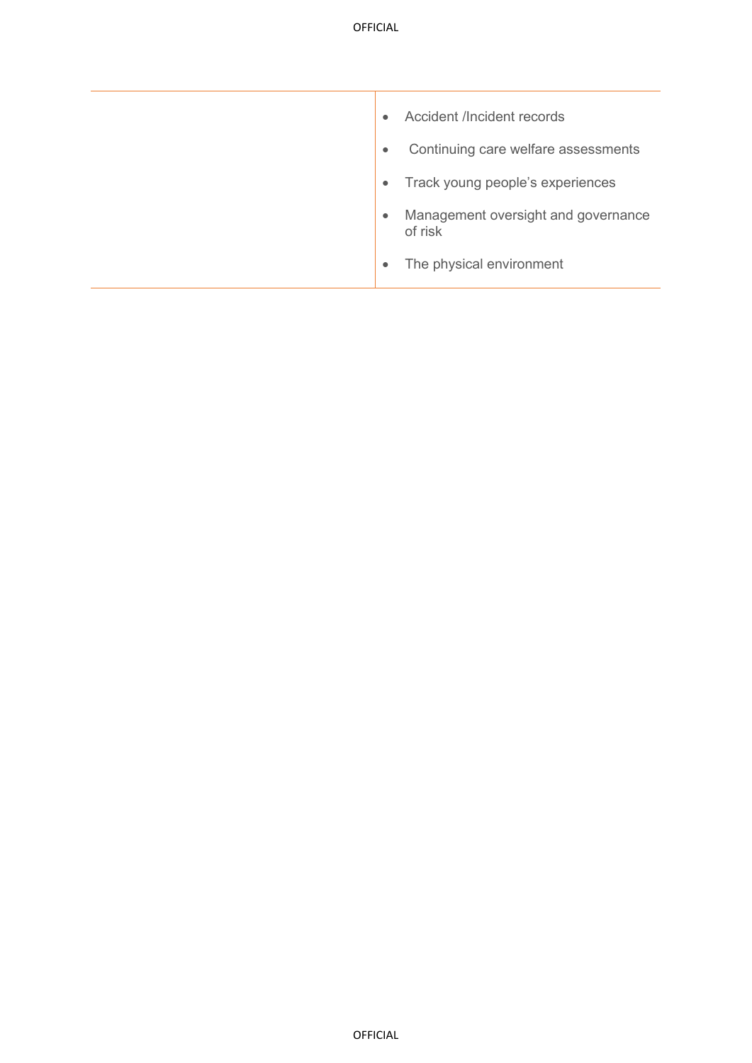| | |
|---|---|
| | • Accident /Incident records<br>• Continuing care welfare assessments<br>• Track young people's experiences<br>• Management oversight and governance of risk<br>• The physical environment |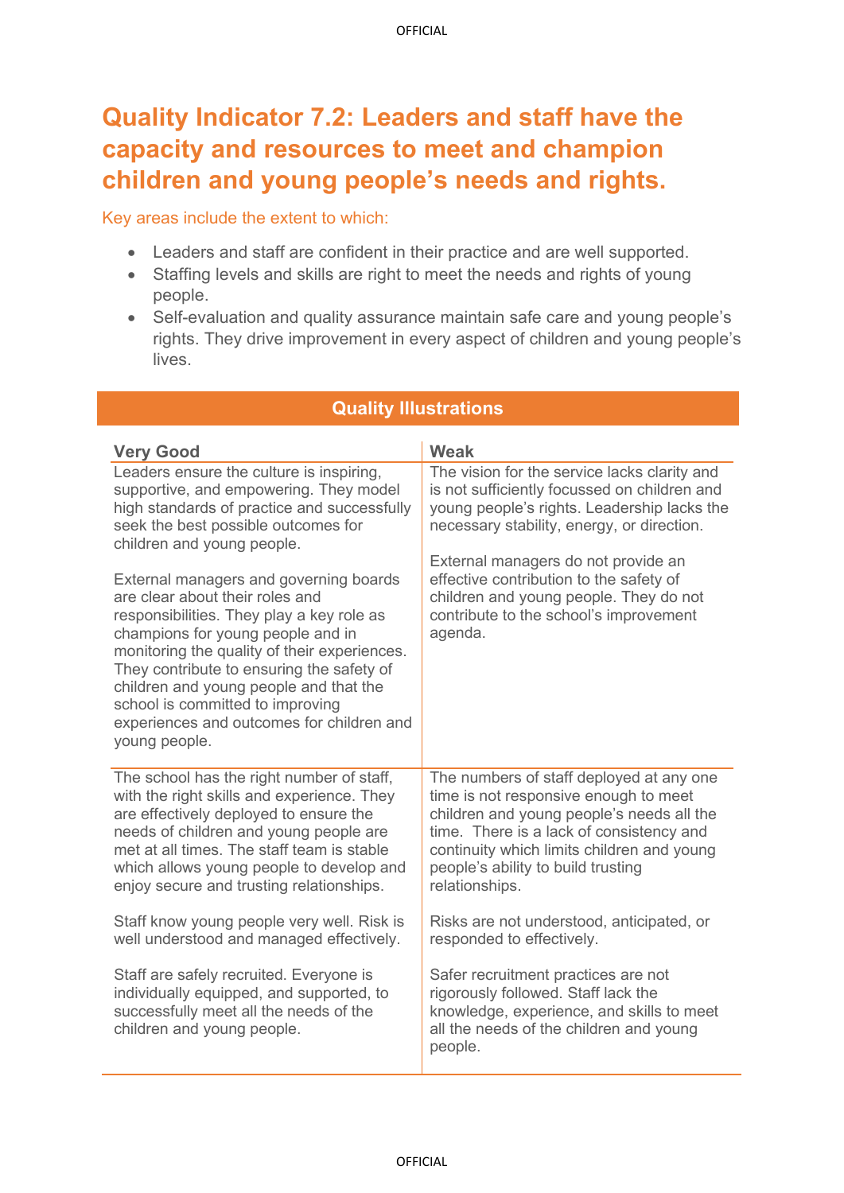# Quality Indicator 7.2: Leaders and staff have the capacity and resources to meet and champion children and young people's needs and rights.

Key areas include the extent to which:

- Leaders and staff are confident in their practice and are well supported.
- Staffing levels and skills are right to meet the needs and rights of young people.
- Self-evaluation and quality assurance maintain safe care and young people's rights. They drive improvement in every aspect of children and young people's lives.

## Quality Illustrations

| Very Good | Weak |
|---|---|
| Leaders ensure the culture is inspiring, supportive, and empowering. They model high standards of practice and successfully seek the best possible outcomes for children and young people.<br><br>External managers and governing boards are clear about their roles and responsibilities. They play a key role as champions for young people and in monitoring the quality of their experiences. They contribute to ensuring the safety of children and young people and that the school is committed to improving experiences and outcomes for children and young people. | The vision for the service lacks clarity and is not sufficiently focussed on children and young people's rights. Leadership lacks the necessary stability, energy, or direction.<br><br>External managers do not provide an effective contribution to the safety of children and young people. They do not contribute to the school's improvement agenda. |
| The school has the right number of staff, with the right skills and experience. They are effectively deployed to ensure the needs of children and young people are met at all times. The staff team is stable which allows young people to develop and enjoy secure and trusting relationships.<br><br>Staff know young people very well. Risk is well understood and managed effectively.<br><br>Staff are safely recruited. Everyone is individually equipped, and supported, to successfully meet all the needs of the children and young people. | The numbers of staff deployed at any one time is not responsive enough to meet children and young people's needs all the time. There is a lack of consistency and continuity which limits children and young people's ability to build trusting relationships.<br><br>Risks are not understood, anticipated, or responded to effectively.<br><br>Safer recruitment practices are not rigorously followed. Staff lack the knowledge, experience, and skills to meet all the needs of the children and young people. |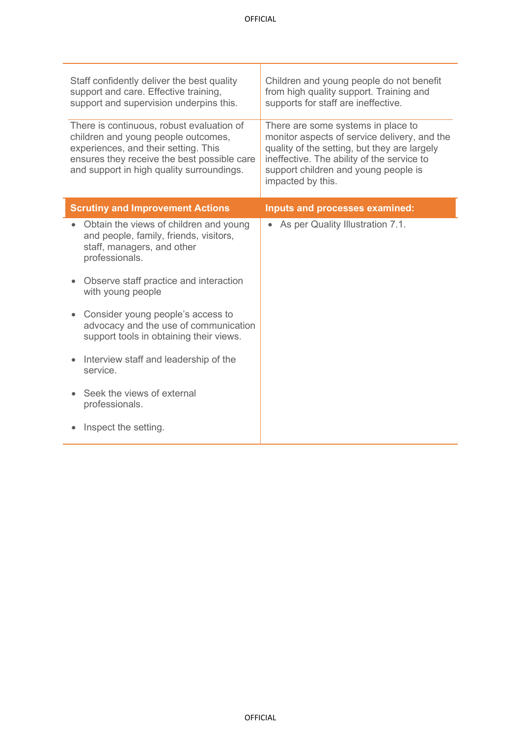| | |
|---|---|
| Staff confidently deliver the best quality support and care. Effective training, support and supervision underpins this. | Children and young people do not benefit from high quality support. Training and supports for staff are ineffective. |
| There is continuous, robust evaluation of children and young people outcomes, experiences, and their setting. This ensures they receive the best possible care and support in high quality surroundings. | There are some systems in place to monitor aspects of service delivery, and the quality of the setting, but they are largely ineffective. The ability of the service to support children and young people is impacted by this. |

| Scrutiny and Improvement Actions | Inputs and processes examined: |
|---|---|
| • Obtain the views of children and young and people, family, friends, visitors, staff, managers, and other professionals.<br><br>• Observe staff practice and interaction with young people<br><br>• Consider young people's access to advocacy and the use of communication support tools in obtaining their views.<br><br>• Interview staff and leadership of the service.<br><br>• Seek the views of external professionals.<br><br>• Inspect the setting. | • As per Quality Illustration 7.1. |